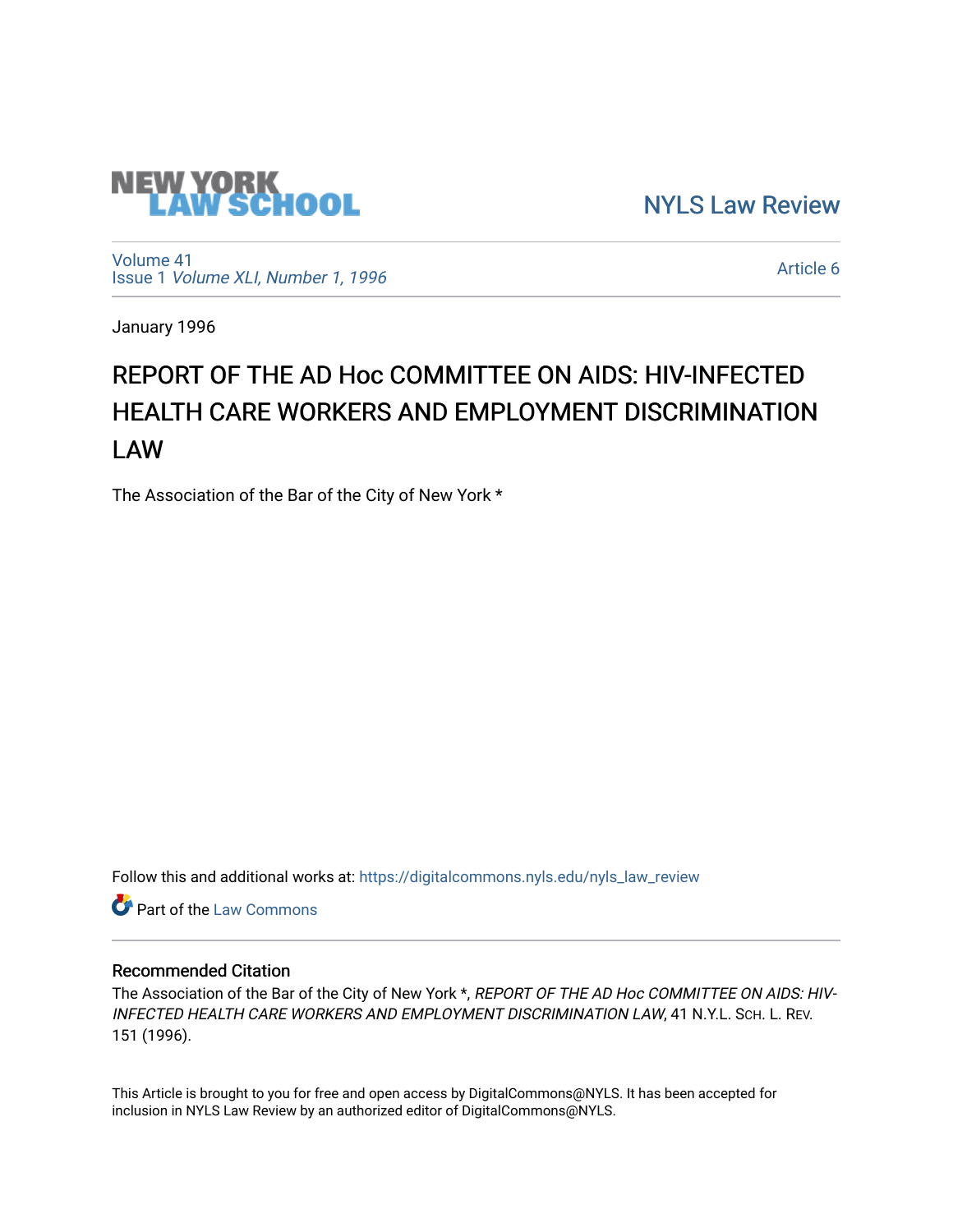NEW YORK LAW SCHOOL

NYLS Law Review

Volume 41
Issue 1 *Volume XLI, Number 1, 1996*

Article 6

January 1996

# REPORT OF THE AD Hoc COMMITTEE ON AIDS: HIV-INFECTED HEALTH CARE WORKERS AND EMPLOYMENT DISCRIMINATION LAW

The Association of the Bar of the City of New York *

Follow this and additional works at: https://digitalcommons.nyls.edu/nyls_law_review

Part of the Law Commons

## Recommended Citation

The Association of the Bar of the City of New York *, *REPORT OF THE AD Hoc COMMITTEE ON AIDS: HIV-INFECTED HEALTH CARE WORKERS AND EMPLOYMENT DISCRIMINATION LAW*, 41 N.Y.L. SCH. L. REV. 151 (1996).

This Article is brought to you for free and open access by DigitalCommons@NYLS. It has been accepted for inclusion in NYLS Law Review by an authorized editor of DigitalCommons@NYLS.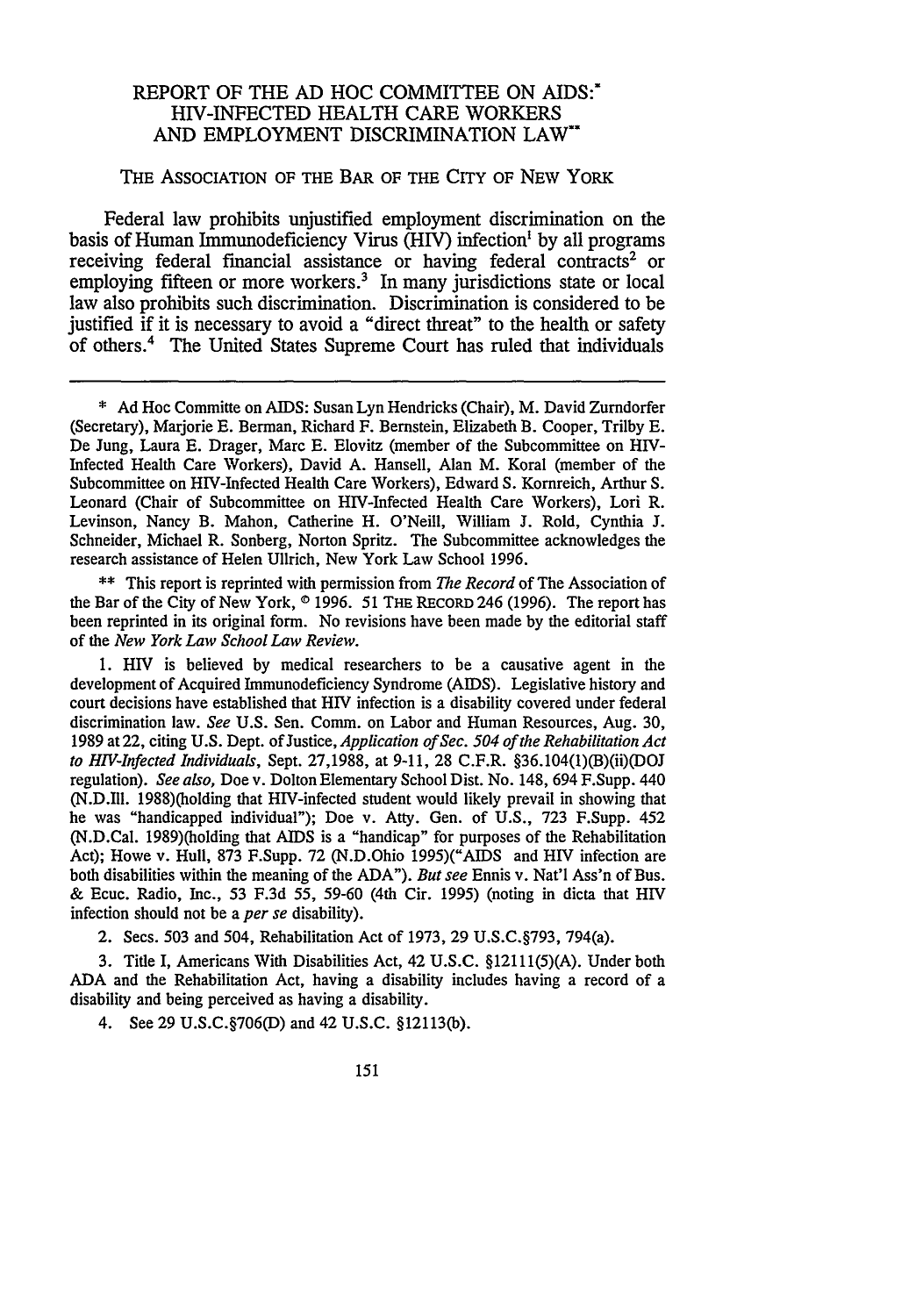# REPORT OF THE AD HOC COMMITTEE ON AIDS:* HIV-INFECTED HEALTH CARE WORKERS AND EMPLOYMENT DISCRIMINATION LAW**

THE ASSOCIATION OF THE BAR OF THE CITY OF NEW YORK

Federal law prohibits unjustified employment discrimination on the basis of Human Immunodeficiency Virus (HIV) infection[1] by all programs receiving federal financial assistance or having federal contracts[2] or employing fifteen or more workers.[3] In many jurisdictions state or local law also prohibits such discrimination. Discrimination is considered to be justified if it is necessary to avoid a "direct threat" to the health or safety of others.[4] The United States Supreme Court has ruled that individuals

---

\* Ad Hoc Committe on AIDS: Susan Lyn Hendricks (Chair), M. David Zurndorfer (Secretary), Marjorie E. Berman, Richard F. Bernstein, Elizabeth B. Cooper, Trilby E. De Jung, Laura E. Drager, Marc E. Elovitz (member of the Subcommittee on HIV-Infected Health Care Workers), David A. Hansell, Alan M. Koral (member of the Subcommittee on HIV-Infected Health Care Workers), Edward S. Kornreich, Arthur S. Leonard (Chair of Subcommittee on HIV-Infected Health Care Workers), Lori R. Levinson, Nancy B. Mahon, Catherine H. O'Neill, William J. Rold, Cynthia J. Schneider, Michael R. Sonberg, Norton Spritz. The Subcommittee acknowledges the research assistance of Helen Ullrich, New York Law School 1996.

\*\* This report is reprinted with permission from *The Record* of The Association of the Bar of the City of New York, © 1996. 51 THE RECORD 246 (1996). The report has been reprinted in its original form. No revisions have been made by the editorial staff of the *New York Law School Law Review*.

1. HIV is believed by medical researchers to be a causative agent in the development of Acquired Immunodeficiency Syndrome (AIDS). Legislative history and court decisions have established that HIV infection is a disability covered under federal discrimination law. *See* U.S. Sen. Comm. on Labor and Human Resources, Aug. 30, 1989 at 22, citing U.S. Dept. of Justice, *Application of Sec. 504 of the Rehabilitation Act to HIV-Infected Individuals*, Sept. 27,1988, at 9-11, 28 C.F.R. §36.104(1)(B)(ii)(DOJ regulation). *See also,* Doe v. Dolton Elementary School Dist. No. 148, 694 F.Supp. 440 (N.D.Ill. 1988)(holding that HIV-infected student would likely prevail in showing that he was "handicapped individual"); Doe v. Atty. Gen. of U.S., 723 F.Supp. 452 (N.D.Cal. 1989)(holding that AIDS is a "handicap" for purposes of the Rehabilitation Act); Howe v. Hull, 873 F.Supp. 72 (N.D.Ohio 1995)("AIDS and HIV infection are both disabilities within the meaning of the ADA"). *But see* Ennis v. Nat'l Ass'n of Bus. & Ecuc. Radio, Inc., 53 F.3d 55, 59-60 (4th Cir. 1995) (noting in dicta that HIV infection should not be a *per se* disability).

2. Secs. 503 and 504, Rehabilitation Act of 1973, 29 U.S.C.§793, 794(a).

3. Title I, Americans With Disabilities Act, 42 U.S.C. §12111(5)(A). Under both ADA and the Rehabilitation Act, having a disability includes having a record of a disability and being perceived as having a disability.

4. See 29 U.S.C.§706(D) and 42 U.S.C. §12113(b).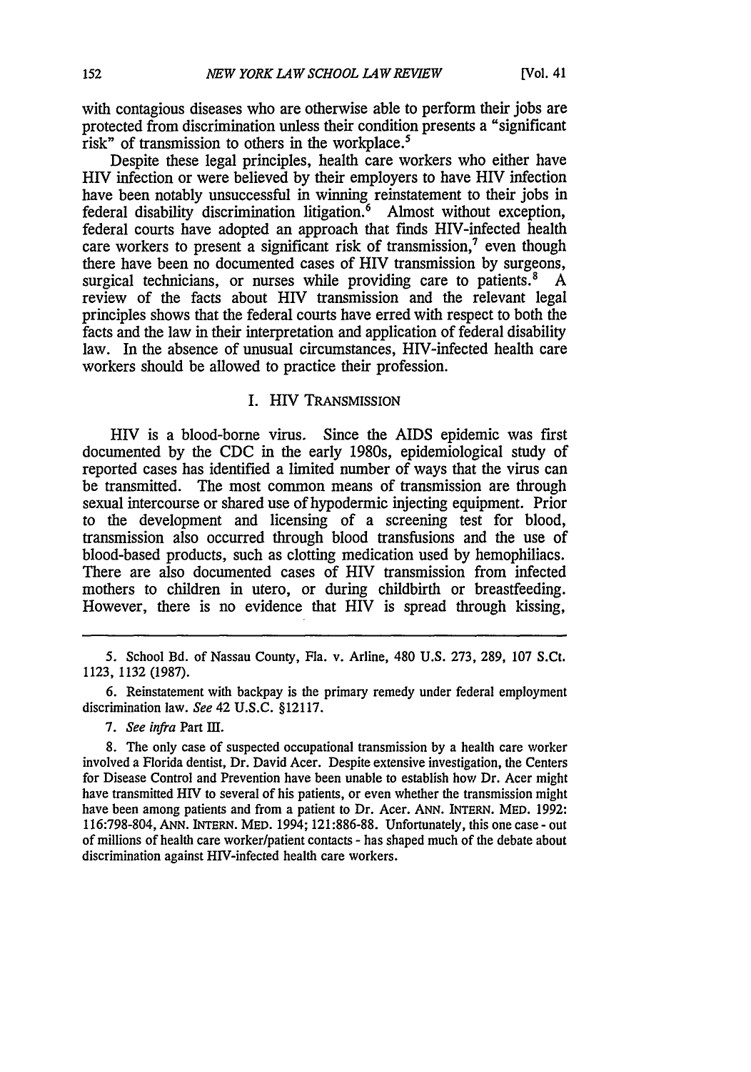with contagious diseases who are otherwise able to perform their jobs are protected from discrimination unless their condition presents a "significant risk" of transmission to others in the workplace.[5]

Despite these legal principles, health care workers who either have HIV infection or were believed by their employers to have HIV infection have been notably unsuccessful in winning reinstatement to their jobs in federal disability discrimination litigation.[6] Almost without exception, federal courts have adopted an approach that finds HIV-infected health care workers to present a significant risk of transmission,[7] even though there have been no documented cases of HIV transmission by surgeons, surgical technicians, or nurses while providing care to patients.[8] A review of the facts about HIV transmission and the relevant legal principles shows that the federal courts have erred with respect to both the facts and the law in their interpretation and application of federal disability law. In the absence of unusual circumstances, HIV-infected health care workers should be allowed to practice their profession.

## I. HIV TRANSMISSION

HIV is a blood-borne virus. Since the AIDS epidemic was first documented by the CDC in the early 1980s, epidemiological study of reported cases has identified a limited number of ways that the virus can be transmitted. The most common means of transmission are through sexual intercourse or shared use of hypodermic injecting equipment. Prior to the development and licensing of a screening test for blood, transmission also occurred through blood transfusions and the use of blood-based products, such as clotting medication used by hemophiliacs. There are also documented cases of HIV transmission from infected mothers to children in utero, or during childbirth or breastfeeding. However, there is no evidence that HIV is spread through kissing,

---

5. School Bd. of Nassau County, Fla. v. Arline, 480 U.S. 273, 289, 107 S.Ct. 1123, 1132 (1987).

6. Reinstatement with backpay is the primary remedy under federal employment discrimination law. *See* 42 U.S.C. §12117.

7. *See infra* Part III.

8. The only case of suspected occupational transmission by a health care worker involved a Florida dentist, Dr. David Acer. Despite extensive investigation, the Centers for Disease Control and Prevention have been unable to establish how Dr. Acer might have transmitted HIV to several of his patients, or even whether the transmission might have been among patients and from a patient to Dr. Acer. ANN. INTERN. MED. 1992: 116:798-804, ANN. INTERN. MED. 1994; 121:886-88. Unfortunately, this one case - out of millions of health care worker/patient contacts - has shaped much of the debate about discrimination against HIV-infected health care workers.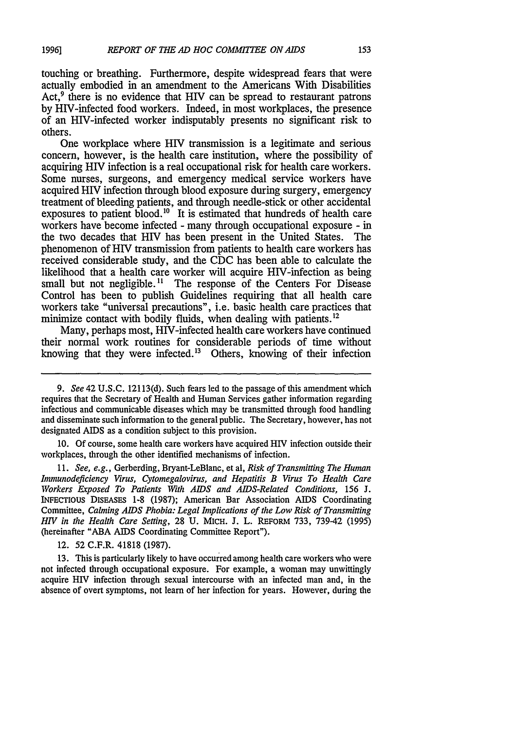touching or breathing. Furthermore, despite widespread fears that were actually embodied in an amendment to the Americans With Disabilities Act,[9] there is no evidence that HIV can be spread to restaurant patrons by HIV-infected food workers. Indeed, in most workplaces, the presence of an HIV-infected worker indisputably presents no significant risk to others.

One workplace where HIV transmission is a legitimate and serious concern, however, is the health care institution, where the possibility of acquiring HIV infection is a real occupational risk for health care workers. Some nurses, surgeons, and emergency medical service workers have acquired HIV infection through blood exposure during surgery, emergency treatment of bleeding patients, and through needle-stick or other accidental exposures to patient blood.[10] It is estimated that hundreds of health care workers have become infected - many through occupational exposure - in the two decades that HIV has been present in the United States. The phenomenon of HIV transmission from patients to health care workers has received considerable study, and the CDC has been able to calculate the likelihood that a health care worker will acquire HIV-infection as being small but not negligible.[11] The response of the Centers For Disease Control has been to publish Guidelines requiring that all health care workers take "universal precautions", i.e. basic health care practices that minimize contact with bodily fluids, when dealing with patients.[12]

Many, perhaps most, HIV-infected health care workers have continued their normal work routines for considerable periods of time without knowing that they were infected.[13] Others, knowing of their infection

---

9. *See* 42 U.S.C. 12113(d). Such fears led to the passage of this amendment which requires that the Secretary of Health and Human Services gather information regarding infectious and communicable diseases which may be transmitted through food handling and disseminate such information to the general public. The Secretary, however, has not designated AIDS as a condition subject to this provision.

10. Of course, some health care workers have acquired HIV infection outside their workplaces, through the other identified mechanisms of infection.

11. *See, e.g.*, Gerberding, Bryant-LeBlanc, et al, *Risk of Transmitting The Human Immunodeficiency Virus, Cytomegalovirus, and Hepatitis B Virus To Health Care Workers Exposed To Patients With AIDS and AIDS-Related Conditions*, 156 J. INFECTIOUS DISEASES 1-8 (1987); American Bar Association AIDS Coordinating Committee, *Calming AIDS Phobia: Legal Implications of the Low Risk of Transmitting HIV in the Health Care Setting*, 28 U. MICH. J. L. REFORM 733, 739-42 (1995) (hereinafter "ABA AIDS Coordinating Committee Report").

12. 52 C.F.R. 41818 (1987).

13. This is particularly likely to have occurred among health care workers who were not infected through occupational exposure. For example, a woman may unwittingly acquire HIV infection through sexual intercourse with an infected man and, in the absence of overt symptoms, not learn of her infection for years. However, during the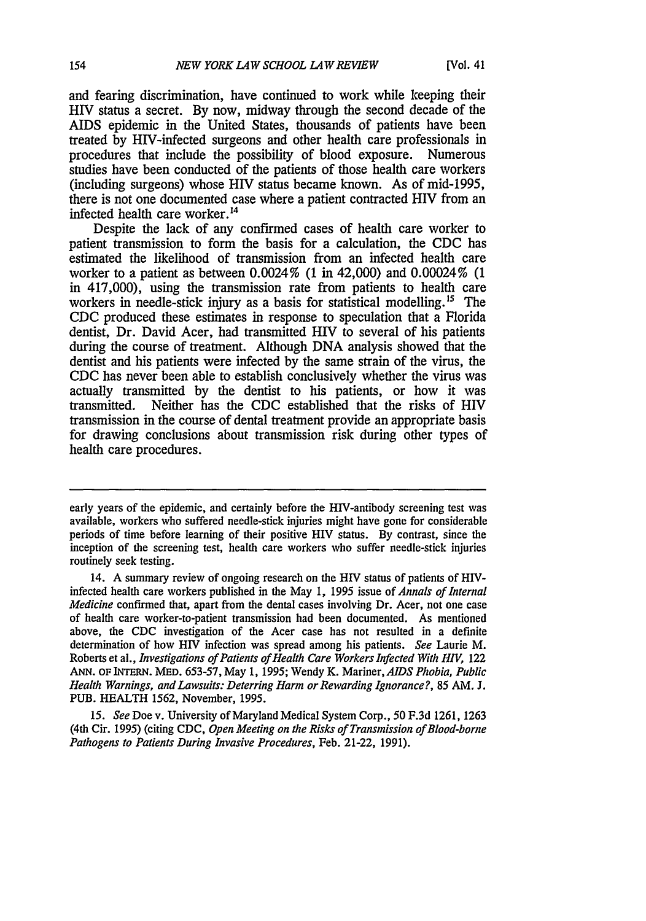and fearing discrimination, have continued to work while keeping their HIV status a secret. By now, midway through the second decade of the AIDS epidemic in the United States, thousands of patients have been treated by HIV-infected surgeons and other health care professionals in procedures that include the possibility of blood exposure. Numerous studies have been conducted of the patients of those health care workers (including surgeons) whose HIV status became known. As of mid-1995, there is not one documented case where a patient contracted HIV from an infected health care worker.[14]

Despite the lack of any confirmed cases of health care worker to patient transmission to form the basis for a calculation, the CDC has estimated the likelihood of transmission from an infected health care worker to a patient as between 0.0024% (1 in 42,000) and 0.00024% (1 in 417,000), using the transmission rate from patients to health care workers in needle-stick injury as a basis for statistical modelling.[15] The CDC produced these estimates in response to speculation that a Florida dentist, Dr. David Acer, had transmitted HIV to several of his patients during the course of treatment. Although DNA analysis showed that the dentist and his patients were infected by the same strain of the virus, the CDC has never been able to establish conclusively whether the virus was actually transmitted by the dentist to his patients, or how it was transmitted. Neither has the CDC established that the risks of HIV transmission in the course of dental treatment provide an appropriate basis for drawing conclusions about transmission risk during other types of health care procedures.

---

early years of the epidemic, and certainly before the HIV-antibody screening test was available, workers who suffered needle-stick injuries might have gone for considerable periods of time before learning of their positive HIV status. By contrast, since the inception of the screening test, health care workers who suffer needle-stick injuries routinely seek testing.

14. A summary review of ongoing research on the HIV status of patients of HIV-infected health care workers published in the May 1, 1995 issue of *Annals of Internal Medicine* confirmed that, apart from the dental cases involving Dr. Acer, not one case of health care worker-to-patient transmission had been documented. As mentioned above, the CDC investigation of the Acer case has not resulted in a definite determination of how HIV infection was spread among his patients. *See* Laurie M. Roberts et al., *Investigations of Patients of Health Care Workers Infected With HIV*, 122 ANN. OF INTERN. MED. 653-57, May 1, 1995; Wendy K. Mariner, *AIDS Phobia, Public Health Warnings, and Lawsuits: Deterring Harm or Rewarding Ignorance?*, 85 AM. J. PUB. HEALTH 1562, November, 1995.

15. *See* Doe v. University of Maryland Medical System Corp., 50 F.3d 1261, 1263 (4th Cir. 1995) (citing CDC, *Open Meeting on the Risks of Transmission of Blood-borne Pathogens to Patients During Invasive Procedures*, Feb. 21-22, 1991).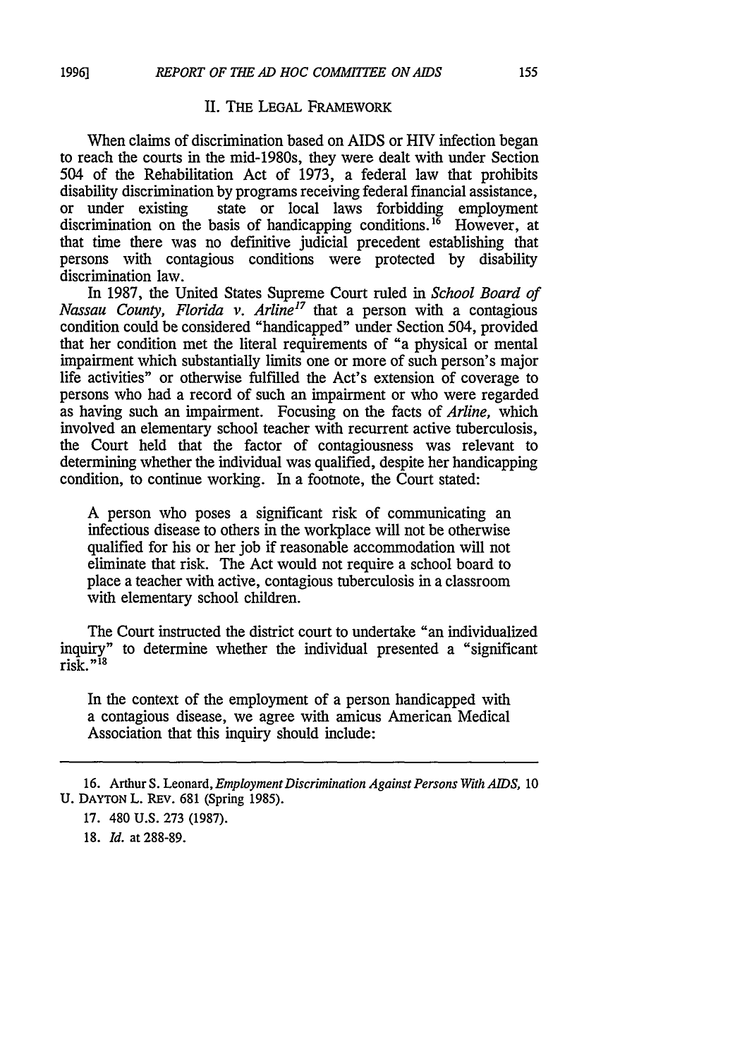## II. THE LEGAL FRAMEWORK

When claims of discrimination based on AIDS or HIV infection began to reach the courts in the mid-1980s, they were dealt with under Section 504 of the Rehabilitation Act of 1973, a federal law that prohibits disability discrimination by programs receiving federal financial assistance, or under existing state or local laws forbidding employment discrimination on the basis of handicapping conditions.[16] However, at that time there was no definitive judicial precedent establishing that persons with contagious conditions were protected by disability discrimination law.

In 1987, the United States Supreme Court ruled in *School Board of Nassau County, Florida v. Arline*[17] that a person with a contagious condition could be considered "handicapped" under Section 504, provided that her condition met the literal requirements of "a physical or mental impairment which substantially limits one or more of such person's major life activities" or otherwise fulfilled the Act's extension of coverage to persons who had a record of such an impairment or who were regarded as having such an impairment. Focusing on the facts of *Arline*, which involved an elementary school teacher with recurrent active tuberculosis, the Court held that the factor of contagiousness was relevant to determining whether the individual was qualified, despite her handicapping condition, to continue working. In a footnote, the Court stated:

> A person who poses a significant risk of communicating an infectious disease to others in the workplace will not be otherwise qualified for his or her job if reasonable accommodation will not eliminate that risk. The Act would not require a school board to place a teacher with active, contagious tuberculosis in a classroom with elementary school children.

The Court instructed the district court to undertake "an individualized inquiry" to determine whether the individual presented a "significant risk."[18]

> In the context of the employment of a person handicapped with a contagious disease, we agree with amicus American Medical Association that this inquiry should include:

---

16. Arthur S. Leonard, *Employment Discrimination Against Persons With AIDS*, 10 U. DAYTON L. REV. 681 (Spring 1985).

17. 480 U.S. 273 (1987).

18. *Id.* at 288-89.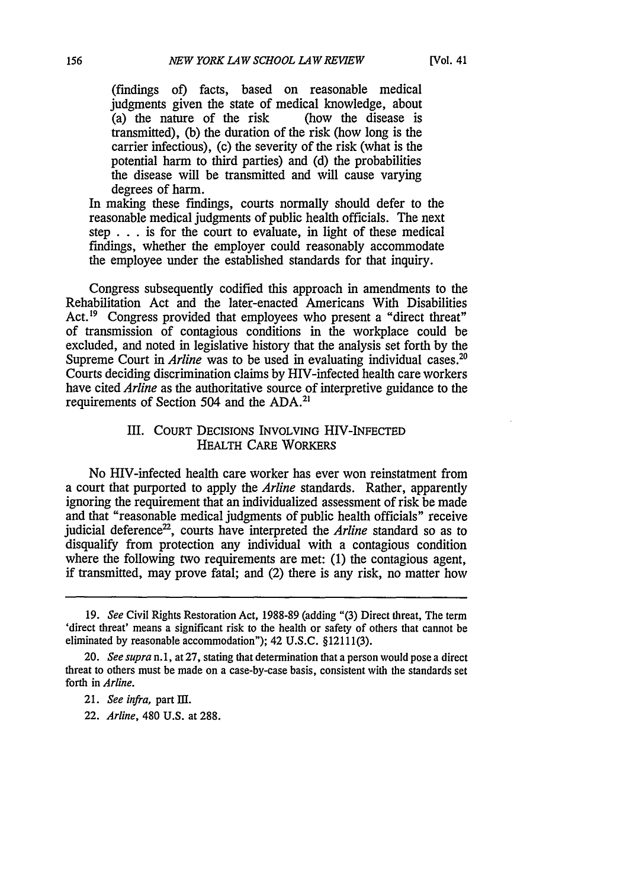> (findings of) facts, based on reasonable medical judgments given the state of medical knowledge, about (a) the nature of the risk (how the disease is transmitted), (b) the duration of the risk (how long is the carrier infectious), (c) the severity of the risk (what is the potential harm to third parties) and (d) the probabilities the disease will be transmitted and will cause varying degrees of harm.
>
> In making these findings, courts normally should defer to the reasonable medical judgments of public health officials. The next step . . . is for the court to evaluate, in light of these medical findings, whether the employer could reasonably accommodate the employee under the established standards for that inquiry.

Congress subsequently codified this approach in amendments to the Rehabilitation Act and the later-enacted Americans With Disabilities Act.[19] Congress provided that employees who present a "direct threat" of transmission of contagious conditions in the workplace could be excluded, and noted in legislative history that the analysis set forth by the Supreme Court in *Arline* was to be used in evaluating individual cases.[20] Courts deciding discrimination claims by HIV-infected health care workers have cited *Arline* as the authoritative source of interpretive guidance to the requirements of Section 504 and the ADA.[21]

## III. COURT DECISIONS INVOLVING HIV-INFECTED HEALTH CARE WORKERS

No HIV-infected health care worker has ever won reinstatment from a court that purported to apply the *Arline* standards. Rather, apparently ignoring the requirement that an individualized assessment of risk be made and that "reasonable medical judgments of public health officials" receive judicial deference[22], courts have interpreted the *Arline* standard so as to disqualify from protection any individual with a contagious condition where the following two requirements are met: (1) the contagious agent, if transmitted, may prove fatal; and (2) there is any risk, no matter how

---

19. *See* Civil Rights Restoration Act, 1988-89 (adding "(3) Direct threat, The term 'direct threat' means a significant risk to the health or safety of others that cannot be eliminated by reasonable accommodation"); 42 U.S.C. §12111(3).

20. *See supra* n.1, at 27, stating that determination that a person would pose a direct threat to others must be made on a case-by-case basis, consistent with the standards set forth in *Arline*.

21. *See infra*, part III.

22. *Arline*, 480 U.S. at 288.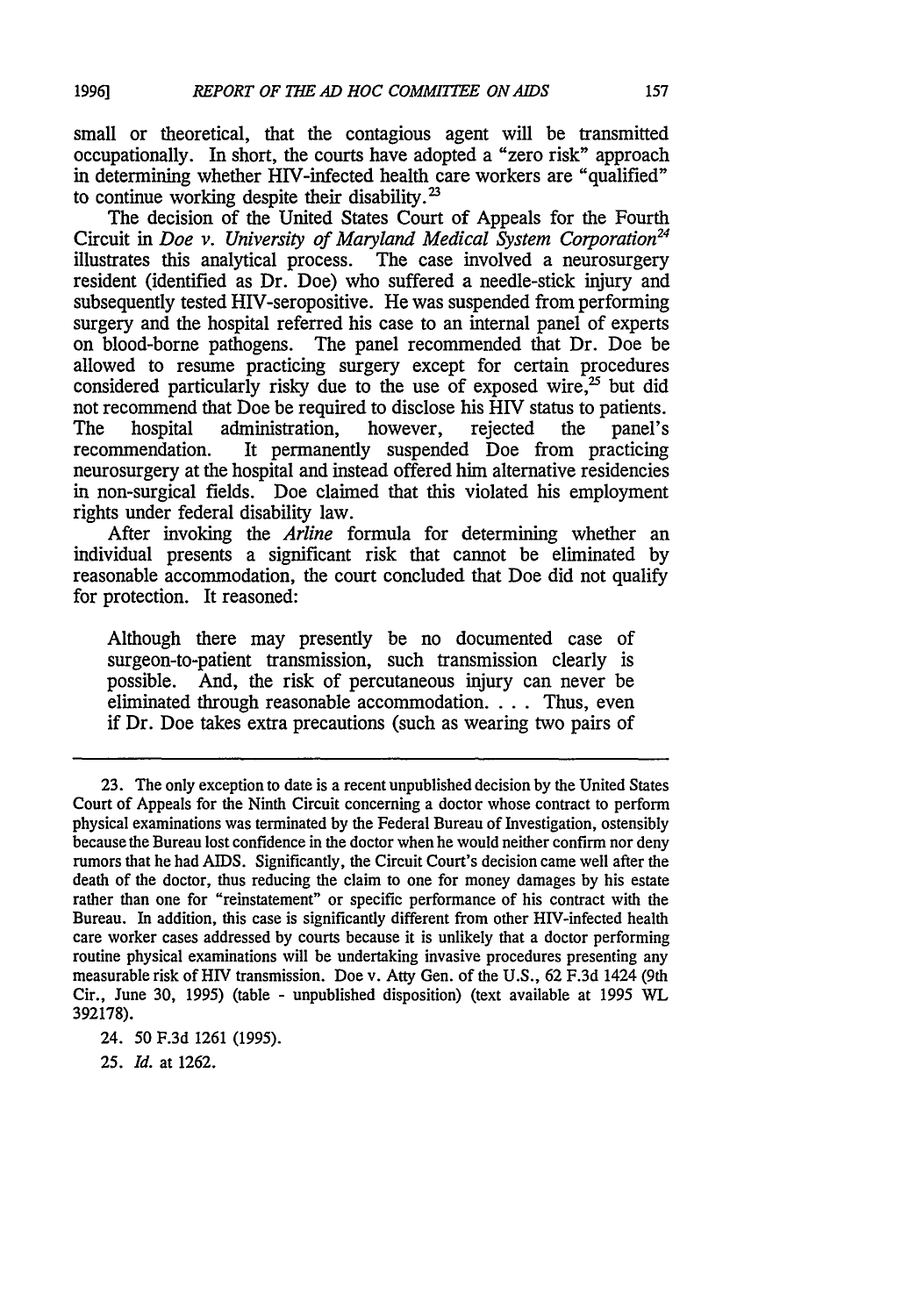small or theoretical, that the contagious agent will be transmitted occupationally. In short, the courts have adopted a "zero risk" approach in determining whether HIV-infected health care workers are "qualified" to continue working despite their disability.[23]

The decision of the United States Court of Appeals for the Fourth Circuit in *Doe v. University of Maryland Medical System Corporation*[24] illustrates this analytical process. The case involved a neurosurgery resident (identified as Dr. Doe) who suffered a needle-stick injury and subsequently tested HIV-seropositive. He was suspended from performing surgery and the hospital referred his case to an internal panel of experts on blood-borne pathogens. The panel recommended that Dr. Doe be allowed to resume practicing surgery except for certain procedures considered particularly risky due to the use of exposed wire,[25] but did not recommend that Doe be required to disclose his HIV status to patients. The hospital administration, however, rejected the panel's recommendation. It permanently suspended Doe from practicing neurosurgery at the hospital and instead offered him alternative residencies in non-surgical fields. Doe claimed that this violated his employment rights under federal disability law.

After invoking the *Arline* formula for determining whether an individual presents a significant risk that cannot be eliminated by reasonable accommodation, the court concluded that Doe did not qualify for protection. It reasoned:

> Although there may presently be no documented case of surgeon-to-patient transmission, such transmission clearly is possible. And, the risk of percutaneous injury can never be eliminated through reasonable accommodation. . . . Thus, even if Dr. Doe takes extra precautions (such as wearing two pairs of

---

23. The only exception to date is a recent unpublished decision by the United States Court of Appeals for the Ninth Circuit concerning a doctor whose contract to perform physical examinations was terminated by the Federal Bureau of Investigation, ostensibly because the Bureau lost confidence in the doctor when he would neither confirm nor deny rumors that he had AIDS. Significantly, the Circuit Court's decision came well after the death of the doctor, thus reducing the claim to one for money damages by his estate rather than one for "reinstatement" or specific performance of his contract with the Bureau. In addition, this case is significantly different from other HIV-infected health care worker cases addressed by courts because it is unlikely that a doctor performing routine physical examinations will be undertaking invasive procedures presenting any measurable risk of HIV transmission. Doe v. Atty Gen. of the U.S., 62 F.3d 1424 (9th Cir., June 30, 1995) (table - unpublished disposition) (text available at 1995 WL 392178).

24. 50 F.3d 1261 (1995).

25. *Id.* at 1262.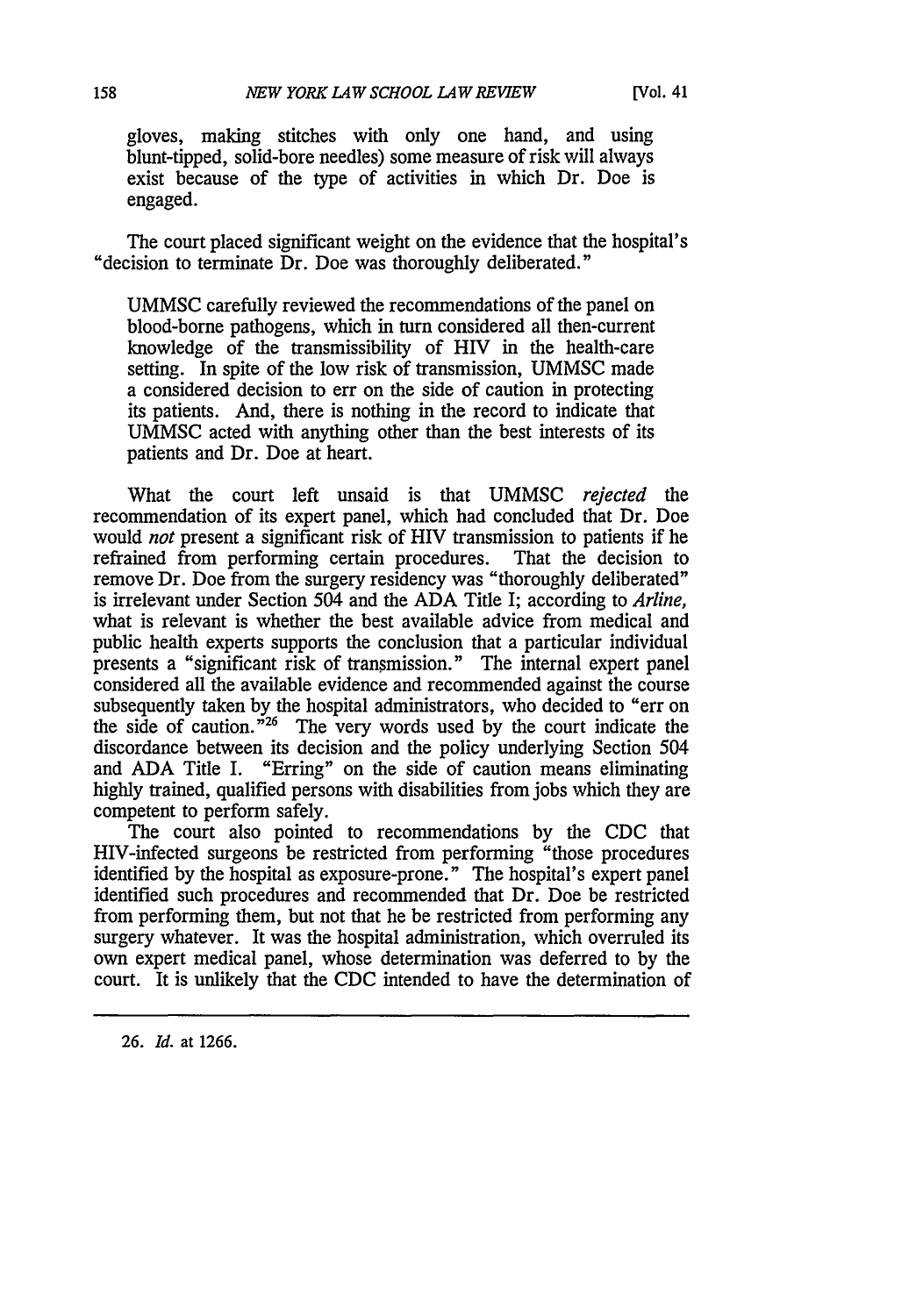gloves, making stitches with only one hand, and using blunt-tipped, solid-bore needles) some measure of risk will always exist because of the type of activities in which Dr. Doe is engaged.

The court placed significant weight on the evidence that the hospital's "decision to terminate Dr. Doe was thoroughly deliberated."

> UMMSC carefully reviewed the recommendations of the panel on blood-borne pathogens, which in turn considered all then-current knowledge of the transmissibility of HIV in the health-care setting. In spite of the low risk of transmission, UMMSC made a considered decision to err on the side of caution in protecting its patients. And, there is nothing in the record to indicate that UMMSC acted with anything other than the best interests of its patients and Dr. Doe at heart.

What the court left unsaid is that UMMSC *rejected* the recommendation of its expert panel, which had concluded that Dr. Doe would *not* present a significant risk of HIV transmission to patients if he refrained from performing certain procedures. That the decision to remove Dr. Doe from the surgery residency was "thoroughly deliberated" is irrelevant under Section 504 and the ADA Title I; according to *Arline*, what is relevant is whether the best available advice from medical and public health experts supports the conclusion that a particular individual presents a "significant risk of transmission." The internal expert panel considered all the available evidence and recommended against the course subsequently taken by the hospital administrators, who decided to "err on the side of caution."[26] The very words used by the court indicate the discordance between its decision and the policy underlying Section 504 and ADA Title I. "Erring" on the side of caution means eliminating highly trained, qualified persons with disabilities from jobs which they are competent to perform safely.

The court also pointed to recommendations by the CDC that HIV-infected surgeons be restricted from performing "those procedures identified by the hospital as exposure-prone." The hospital's expert panel identified such procedures and recommended that Dr. Doe be restricted from performing them, but not that he be restricted from performing any surgery whatever. It was the hospital administration, which overruled its own expert medical panel, whose determination was deferred to by the court. It is unlikely that the CDC intended to have the determination of

---

26. *Id.* at 1266.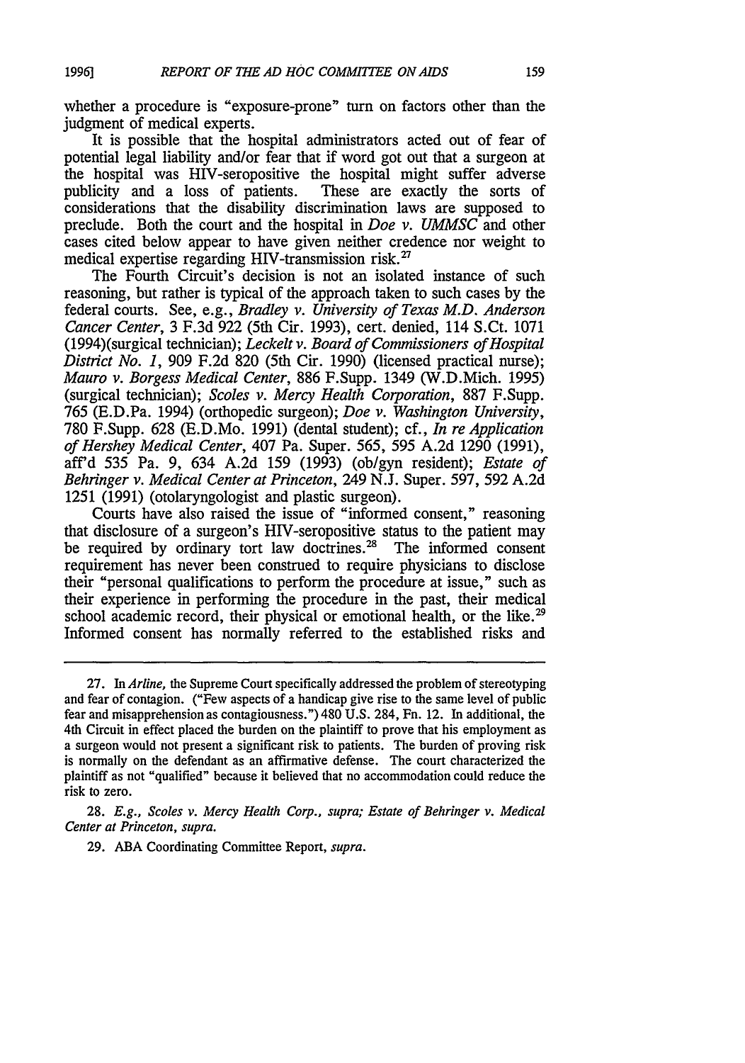whether a procedure is "exposure-prone" turn on factors other than the judgment of medical experts.

It is possible that the hospital administrators acted out of fear of potential legal liability and/or fear that if word got out that a surgeon at the hospital was HIV-seropositive the hospital might suffer adverse publicity and a loss of patients. These are exactly the sorts of considerations that the disability discrimination laws are supposed to preclude. Both the court and the hospital in *Doe v. UMMSC* and other cases cited below appear to have given neither credence nor weight to medical expertise regarding HIV-transmission risk.[27]

The Fourth Circuit's decision is not an isolated instance of such reasoning, but rather is typical of the approach taken to such cases by the federal courts. See, e.g., *Bradley v. University of Texas M.D. Anderson Cancer Center*, 3 F.3d 922 (5th Cir. 1993), cert. denied, 114 S.Ct. 1071 (1994)(surgical technician); *Leckelt v. Board of Commissioners of Hospital District No. 1*, 909 F.2d 820 (5th Cir. 1990) (licensed practical nurse); *Mauro v. Borgess Medical Center*, 886 F.Supp. 1349 (W.D.Mich. 1995) (surgical technician); *Scoles v. Mercy Health Corporation*, 887 F.Supp. 765 (E.D.Pa. 1994) (orthopedic surgeon); *Doe v. Washington University*, 780 F.Supp. 628 (E.D.Mo. 1991) (dental student); cf., *In re Application of Hershey Medical Center*, 407 Pa. Super. 565, 595 A.2d 1290 (1991), aff'd 535 Pa. 9, 634 A.2d 159 (1993) (ob/gyn resident); *Estate of Behringer v. Medical Center at Princeton*, 249 N.J. Super. 597, 592 A.2d 1251 (1991) (otolaryngologist and plastic surgeon).

Courts have also raised the issue of "informed consent," reasoning that disclosure of a surgeon's HIV-seropositive status to the patient may be required by ordinary tort law doctrines.[28] The informed consent requirement has never been construed to require physicians to disclose their "personal qualifications to perform the procedure at issue," such as their experience in performing the procedure in the past, their medical school academic record, their physical or emotional health, or the like.[29] Informed consent has normally referred to the established risks and

---

27. In *Arline*, the Supreme Court specifically addressed the problem of stereotyping and fear of contagion. ("Few aspects of a handicap give rise to the same level of public fear and misapprehension as contagiousness.") 480 U.S. 284, Fn. 12. In additional, the 4th Circuit in effect placed the burden on the plaintiff to prove that his employment as a surgeon would not present a significant risk to patients. The burden of proving risk is normally on the defendant as an affirmative defense. The court characterized the plaintiff as not "qualified" because it believed that no accommodation could reduce the risk to zero.

28. *E.g., Scoles v. Mercy Health Corp., supra; Estate of Behringer v. Medical Center at Princeton, supra.*

29. ABA Coordinating Committee Report, *supra*.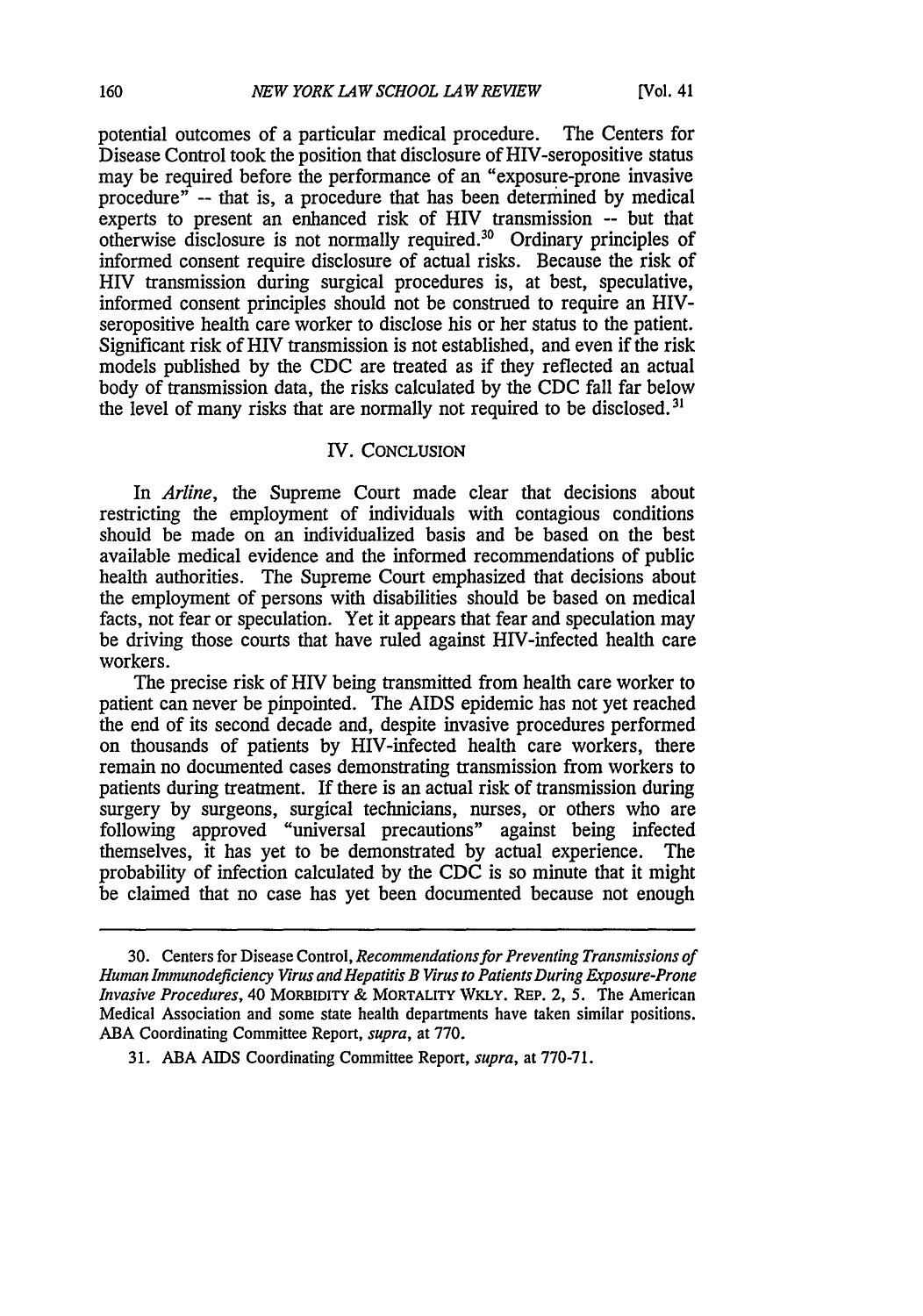potential outcomes of a particular medical procedure. The Centers for Disease Control took the position that disclosure of HIV-seropositive status may be required before the performance of an "exposure-prone invasive procedure" -- that is, a procedure that has been determined by medical experts to present an enhanced risk of HIV transmission -- but that otherwise disclosure is not normally required.[30] Ordinary principles of informed consent require disclosure of actual risks. Because the risk of HIV transmission during surgical procedures is, at best, speculative, informed consent principles should not be construed to require an HIV-seropositive health care worker to disclose his or her status to the patient. Significant risk of HIV transmission is not established, and even if the risk models published by the CDC are treated as if they reflected an actual body of transmission data, the risks calculated by the CDC fall far below the level of many risks that are normally not required to be disclosed.[31]

## IV. CONCLUSION

In *Arline*, the Supreme Court made clear that decisions about restricting the employment of individuals with contagious conditions should be made on an individualized basis and be based on the best available medical evidence and the informed recommendations of public health authorities. The Supreme Court emphasized that decisions about the employment of persons with disabilities should be based on medical facts, not fear or speculation. Yet it appears that fear and speculation may be driving those courts that have ruled against HIV-infected health care workers.

The precise risk of HIV being transmitted from health care worker to patient can never be pinpointed. The AIDS epidemic has not yet reached the end of its second decade and, despite invasive procedures performed on thousands of patients by HIV-infected health care workers, there remain no documented cases demonstrating transmission from workers to patients during treatment. If there is an actual risk of transmission during surgery by surgeons, surgical technicians, nurses, or others who are following approved "universal precautions" against being infected themselves, it has yet to be demonstrated by actual experience. The probability of infection calculated by the CDC is so minute that it might be claimed that no case has yet been documented because not enough

---

30. Centers for Disease Control, *Recommendations for Preventing Transmissions of Human Immunodeficiency Virus and Hepatitis B Virus to Patients During Exposure-Prone Invasive Procedures*, 40 MORBIDITY & MORTALITY WKLY. REP. 2, 5. The American Medical Association and some state health departments have taken similar positions. ABA Coordinating Committee Report, *supra*, at 770.

31. ABA AIDS Coordinating Committee Report, *supra*, at 770-71.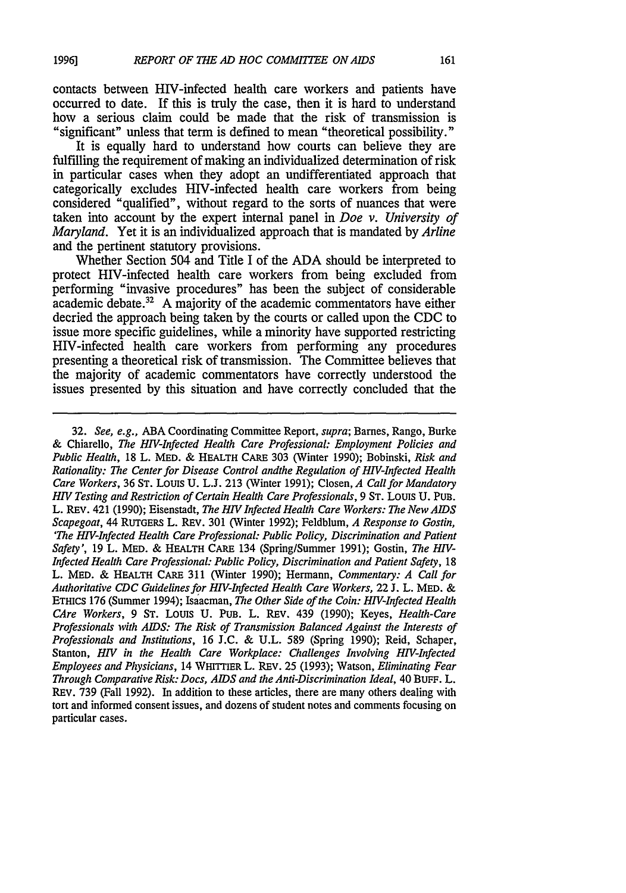contacts between HIV-infected health care workers and patients have occurred to date. If this is truly the case, then it is hard to understand how a serious claim could be made that the risk of transmission is "significant" unless that term is defined to mean "theoretical possibility."

It is equally hard to understand how courts can believe they are fulfilling the requirement of making an individualized determination of risk in particular cases when they adopt an undifferentiated approach that categorically excludes HIV-infected health care workers from being considered "qualified", without regard to the sorts of nuances that were taken into account by the expert internal panel in *Doe v. University of Maryland*. Yet it is an individualized approach that is mandated by *Arline* and the pertinent statutory provisions.

Whether Section 504 and Title I of the ADA should be interpreted to protect HIV-infected health care workers from being excluded from performing "invasive procedures" has been the subject of considerable academic debate.[32] A majority of the academic commentators have either decried the approach being taken by the courts or called upon the CDC to issue more specific guidelines, while a minority have supported restricting HIV-infected health care workers from performing any procedures presenting a theoretical risk of transmission. The Committee believes that the majority of academic commentators have correctly understood the issues presented by this situation and have correctly concluded that the

---

32. *See, e.g.*, ABA Coordinating Committee Report, *supra*; Barnes, Rango, Burke & Chiarello, *The HIV-Infected Health Care Professional: Employment Policies and Public Health*, 18 L. MED. & HEALTH CARE 303 (Winter 1990); Bobinski, *Risk and Rationality: The Center for Disease Control andthe Regulation of HIV-Infected Health Care Workers*, 36 ST. LOUIS U. L.J. 213 (Winter 1991); Closen, *A Call for Mandatory HIV Testing and Restriction of Certain Health Care Professionals*, 9 ST. LOUIS U. PUB. L. REV. 421 (1990); Eisenstadt, *The HIV Infected Health Care Workers: The New AIDS Scapegoat*, 44 RUTGERS L. REV. 301 (Winter 1992); Feldblum, *A Response to Gostin, 'The HIV-Infected Health Care Professional: Public Policy, Discrimination and Patient Safety'*, 19 L. MED. & HEALTH CARE 134 (Spring/Summer 1991); Gostin, *The HIV-Infected Health Care Professional: Public Policy, Discrimination and Patient Safety*, 18 L. MED. & HEALTH CARE 311 (Winter 1990); Hermann, *Commentary: A Call for Authoritative CDC Guidelines for HIV-Infected Health Care Workers*, 22 J. L. MED. & ETHICS 176 (Summer 1994); Isaacman, *The Other Side of the Coin: HIV-Infected Health CAre Workers*, 9 ST. LOUIS U. PUB. L. REV. 439 (1990); Keyes, *Health-Care Professionals with AIDS: The Risk of Transmission Balanced Against the Interests of Professionals and Institutions*, 16 J.C. & U.L. 589 (Spring 1990); Reid, Schaper, Stanton, *HIV in the Health Care Workplace: Challenges Involving HIV-Infected Employees and Physicians*, 14 WHITTIER L. REV. 25 (1993); Watson, *Eliminating Fear Through Comparative Risk: Docs, AIDS and the Anti-Discrimination Ideal*, 40 BUFF. L. REV. 739 (Fall 1992). In addition to these articles, there are many others dealing with tort and informed consent issues, and dozens of student notes and comments focusing on particular cases.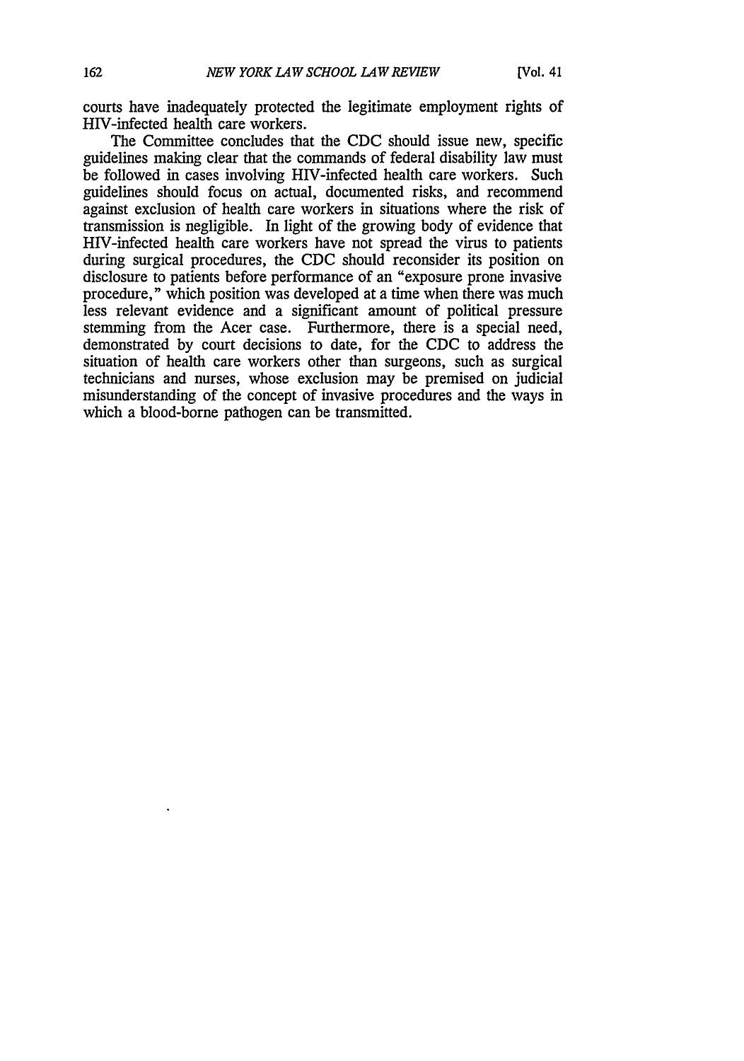courts have inadequately protected the legitimate employment rights of HIV-infected health care workers.

The Committee concludes that the CDC should issue new, specific guidelines making clear that the commands of federal disability law must be followed in cases involving HIV-infected health care workers. Such guidelines should focus on actual, documented risks, and recommend against exclusion of health care workers in situations where the risk of transmission is negligible. In light of the growing body of evidence that HIV-infected health care workers have not spread the virus to patients during surgical procedures, the CDC should reconsider its position on disclosure to patients before performance of an "exposure prone invasive procedure," which position was developed at a time when there was much less relevant evidence and a significant amount of political pressure stemming from the Acer case. Furthermore, there is a special need, demonstrated by court decisions to date, for the CDC to address the situation of health care workers other than surgeons, such as surgical technicians and nurses, whose exclusion may be premised on judicial misunderstanding of the concept of invasive procedures and the ways in which a blood-borne pathogen can be transmitted.